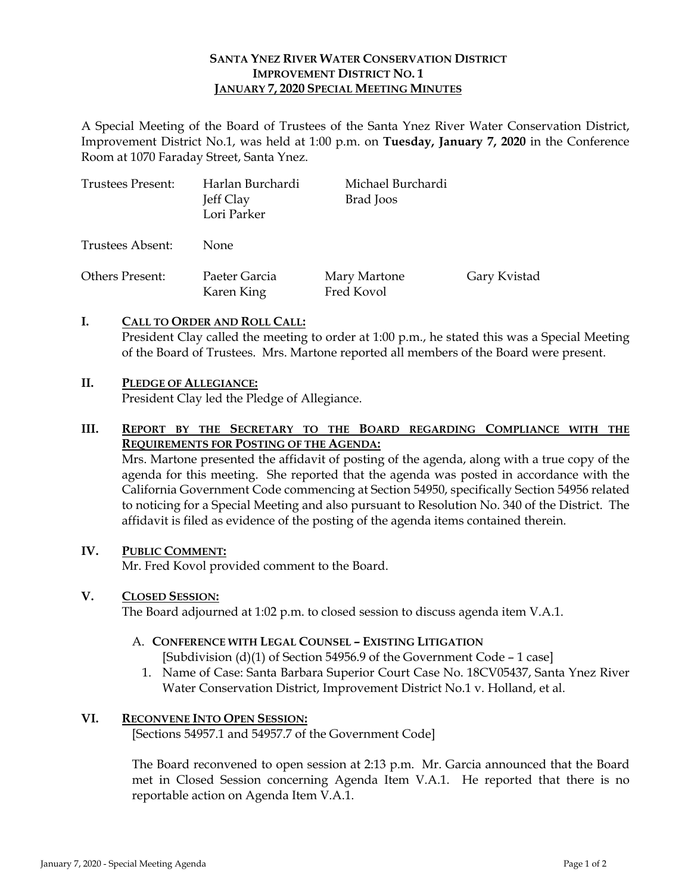**SANTA YNEZ RIVER WATER CONSERVATION DISTRICT**
**IMPROVEMENT DISTRICT NO. 1**
**JANUARY 7, 2020 SPECIAL MEETING MINUTES**

A Special Meeting of the Board of Trustees of the Santa Ynez River Water Conservation District, Improvement District No.1, was held at 1:00 p.m. on **Tuesday, January 7, 2020** in the Conference Room at 1070 Faraday Street, Santa Ynez.

| | | | |
|---|---|---|---|
| Trustees Present: | Harlan Burchardi<br>Jeff Clay<br>Lori Parker | Michael Burchardi<br>Brad Joos | |
| Trustees Absent: | None | | |
| Others Present: | Paeter Garcia<br>Karen King | Mary Martone<br>Fred Kovol | Gary Kvistad |

## I. CALL TO ORDER AND ROLL CALL:

President Clay called the meeting to order at 1:00 p.m., he stated this was a Special Meeting of the Board of Trustees. Mrs. Martone reported all members of the Board were present.

## II. PLEDGE OF ALLEGIANCE:

President Clay led the Pledge of Allegiance.

## III. REPORT BY THE SECRETARY TO THE BOARD REGARDING COMPLIANCE WITH THE REQUIREMENTS FOR POSTING OF THE AGENDA:

Mrs. Martone presented the affidavit of posting of the agenda, along with a true copy of the agenda for this meeting. She reported that the agenda was posted in accordance with the California Government Code commencing at Section 54950, specifically Section 54956 related to noticing for a Special Meeting and also pursuant to Resolution No. 340 of the District. The affidavit is filed as evidence of the posting of the agenda items contained therein.

## IV. PUBLIC COMMENT:

Mr. Fred Kovol provided comment to the Board.

## V. CLOSED SESSION:

The Board adjourned at 1:02 p.m. to closed session to discuss agenda item V.A.1.

A. **CONFERENCE WITH LEGAL COUNSEL – EXISTING LITIGATION**
[Subdivision (d)(1) of Section 54956.9 of the Government Code – 1 case]

1. Name of Case: Santa Barbara Superior Court Case No. 18CV05437, Santa Ynez River Water Conservation District, Improvement District No.1 v. Holland, et al.

## VI. RECONVENE INTO OPEN SESSION:

[Sections 54957.1 and 54957.7 of the Government Code]

The Board reconvened to open session at 2:13 p.m. Mr. Garcia announced that the Board met in Closed Session concerning Agenda Item V.A.1. He reported that there is no reportable action on Agenda Item V.A.1.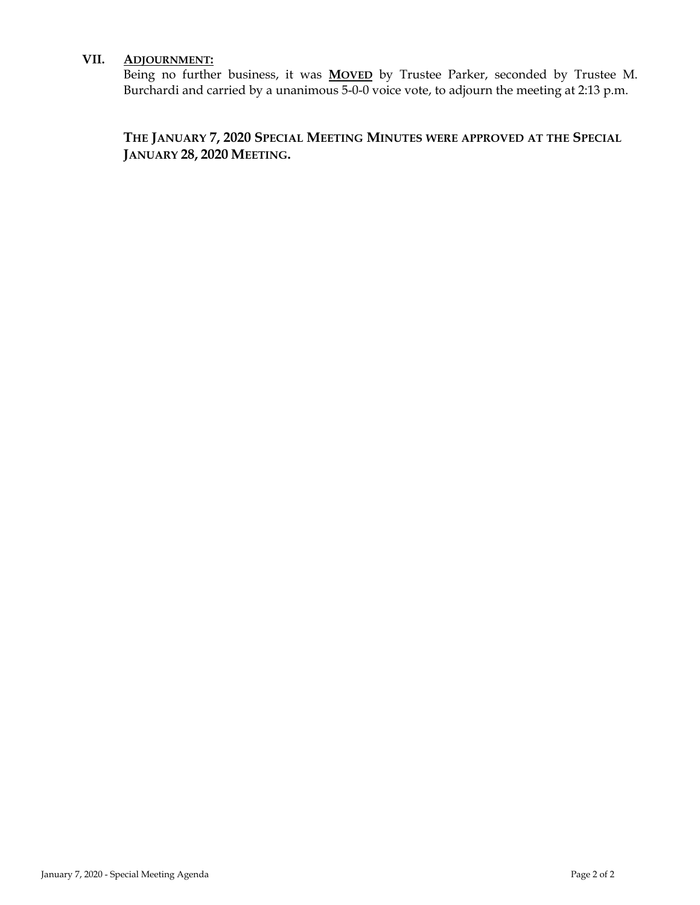## VII. ADJOURNMENT:

Being no further business, it was **MOVED** by Trustee Parker, seconded by Trustee M. Burchardi and carried by a unanimous 5-0-0 voice vote, to adjourn the meeting at 2:13 p.m.

**THE JANUARY 7, 2020 SPECIAL MEETING MINUTES WERE APPROVED AT THE SPECIAL JANUARY 28, 2020 MEETING.**